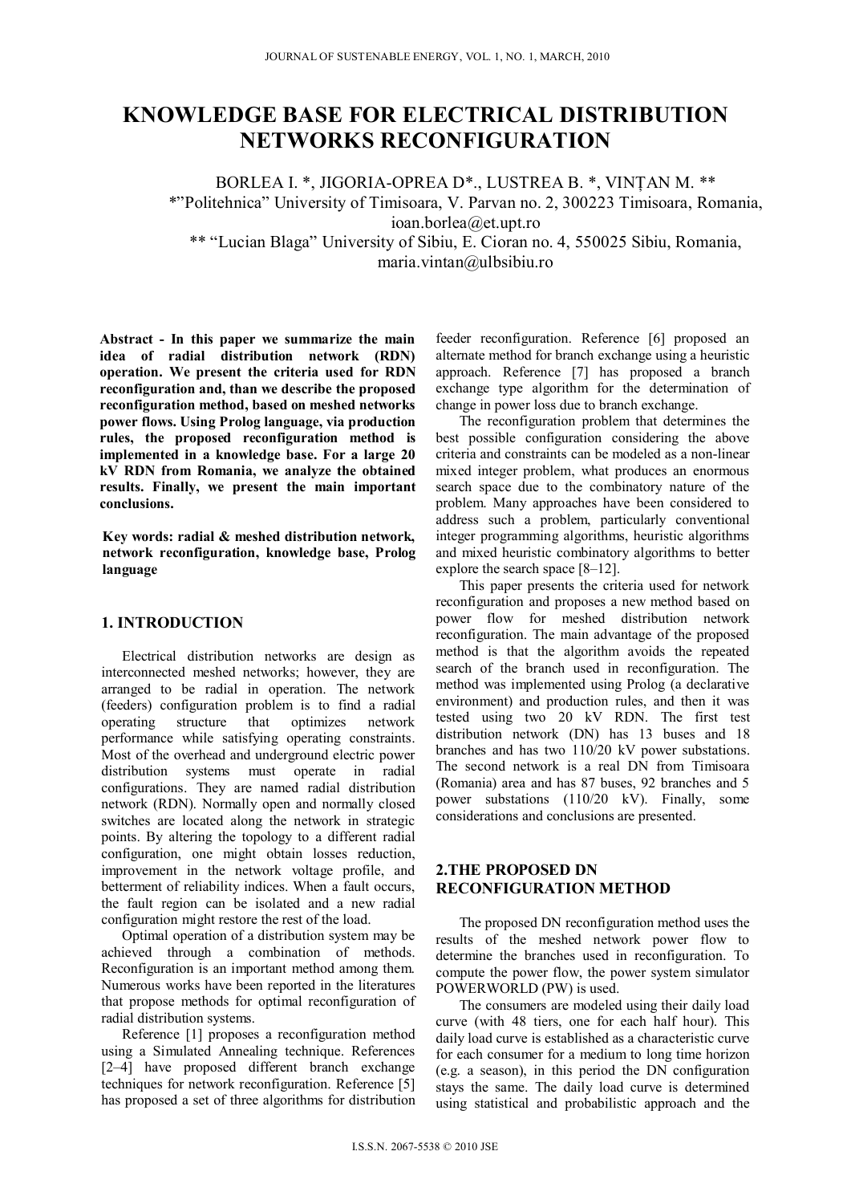# KNOWLEDGE BASE FOR ELECTRICAL DISTRIBUTION NETWORKS RECONFIGURATION

BORLEA I. *, JIGORIA-OPREA D*., LUSTREA B. *, VINȚAN M. **

*"Politehnica" University of Timisoara, V. Parvan no. 2, 300223 Timisoara, Romania, ioan.borlea@et.upt.ro

** "Lucian Blaga" University of Sibiu, E. Cioran no. 4, 550025 Sibiu, Romania, maria.vintan@ulbsibiu.ro

**Abstract - In this paper we summarize the main idea of radial distribution network (RDN) operation. We present the criteria used for RDN reconfiguration and, than we describe the proposed reconfiguration method, based on meshed networks power flows. Using Prolog language, via production rules, the proposed reconfiguration method is implemented in a knowledge base. For a large 20 kV RDN from Romania, we analyze the obtained results. Finally, we present the main important conclusions.**

**Key words: radial & meshed distribution network, network reconfiguration, knowledge base, Prolog language**

## 1. INTRODUCTION

Electrical distribution networks are design as interconnected meshed networks; however, they are arranged to be radial in operation. The network (feeders) configuration problem is to find a radial operating structure that optimizes network performance while satisfying operating constraints. Most of the overhead and underground electric power distribution systems must operate in radial configurations. They are named radial distribution network (RDN). Normally open and normally closed switches are located along the network in strategic points. By altering the topology to a different radial configuration, one might obtain losses reduction, improvement in the network voltage profile, and betterment of reliability indices. When a fault occurs, the fault region can be isolated and a new radial configuration might restore the rest of the load.

Optimal operation of a distribution system may be achieved through a combination of methods. Reconfiguration is an important method among them. Numerous works have been reported in the literatures that propose methods for optimal reconfiguration of radial distribution systems.

Reference [1] proposes a reconfiguration method using a Simulated Annealing technique. References [2–4] have proposed different branch exchange techniques for network reconfiguration. Reference [5] has proposed a set of three algorithms for distribution feeder reconfiguration. Reference [6] proposed an alternate method for branch exchange using a heuristic approach. Reference [7] has proposed a branch exchange type algorithm for the determination of change in power loss due to branch exchange.

The reconfiguration problem that determines the best possible configuration considering the above criteria and constraints can be modeled as a non-linear mixed integer problem, what produces an enormous search space due to the combinatory nature of the problem. Many approaches have been considered to address such a problem, particularly conventional integer programming algorithms, heuristic algorithms and mixed heuristic combinatory algorithms to better explore the search space [8–12].

This paper presents the criteria used for network reconfiguration and proposes a new method based on power flow for meshed distribution network reconfiguration. The main advantage of the proposed method is that the algorithm avoids the repeated search of the branch used in reconfiguration. The method was implemented using Prolog (a declarative environment) and production rules, and then it was tested using two 20 kV RDN. The first test distribution network (DN) has 13 buses and 18 branches and has two 110/20 kV power substations. The second network is a real DN from Timisoara (Romania) area and has 87 buses, 92 branches and 5 power substations (110/20 kV). Finally, some considerations and conclusions are presented.

## 2.THE PROPOSED DN RECONFIGURATION METHOD

The proposed DN reconfiguration method uses the results of the meshed network power flow to determine the branches used in reconfiguration. To compute the power flow, the power system simulator POWERWORLD (PW) is used.

The consumers are modeled using their daily load curve (with 48 tiers, one for each half hour). This daily load curve is established as a characteristic curve for each consumer for a medium to long time horizon (e.g. a season), in this period the DN configuration stays the same. The daily load curve is determined using statistical and probabilistic approach and the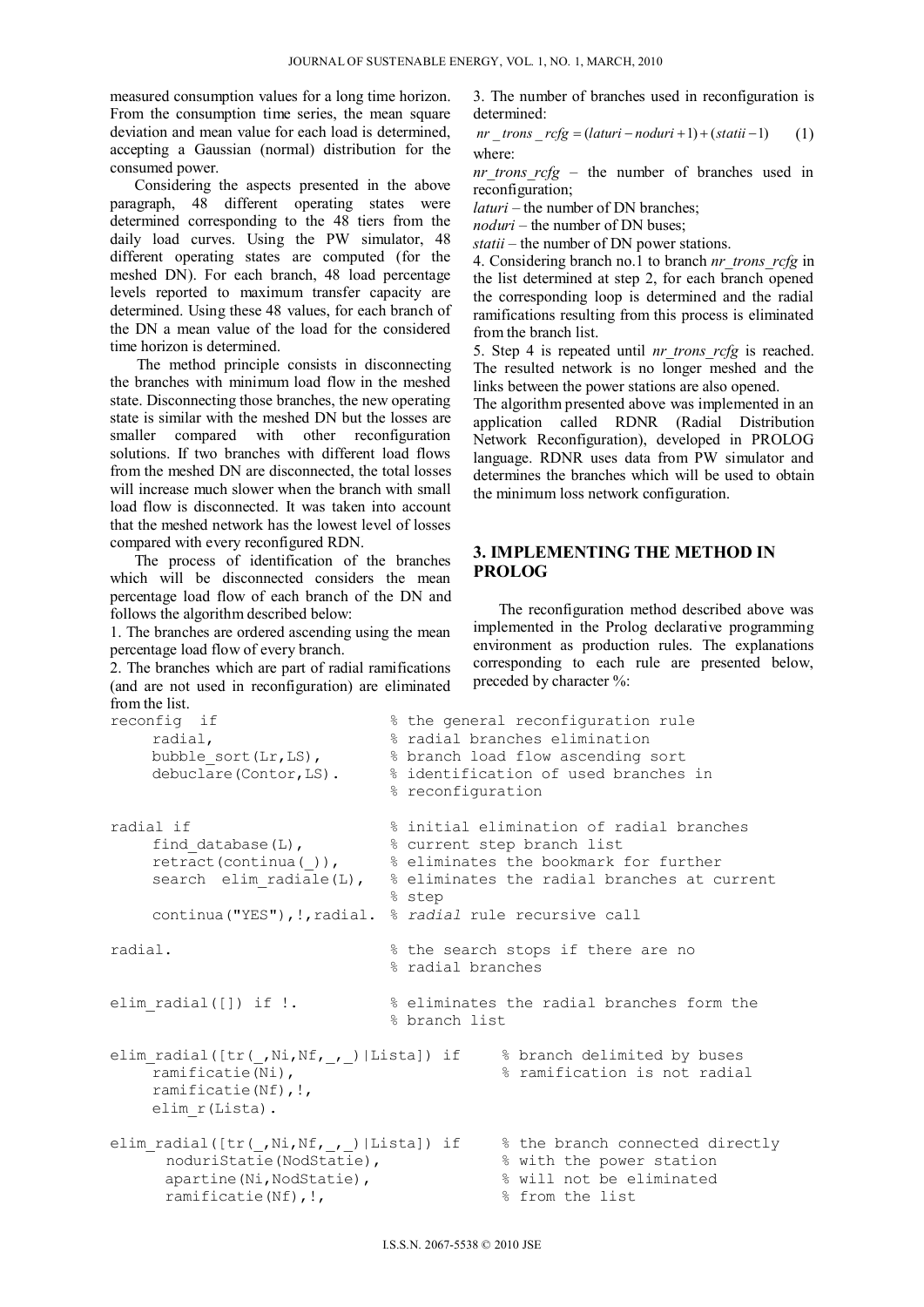measured consumption values for a long time horizon. From the consumption time series, the mean square deviation and mean value for each load is determined, accepting a Gaussian (normal) distribution for the consumed power.

Considering the aspects presented in the above paragraph, 48 different operating states were determined corresponding to the 48 tiers from the daily load curves. Using the PW simulator, 48 different operating states are computed (for the meshed DN). For each branch, 48 load percentage levels reported to maximum transfer capacity are determined. Using these 48 values, for each branch of the DN a mean value of the load for the considered time horizon is determined.

The method principle consists in disconnecting the branches with minimum load flow in the meshed state. Disconnecting those branches, the new operating state is similar with the meshed DN but the losses are smaller compared with other reconfiguration solutions. If two branches with different load flows from the meshed DN are disconnected, the total losses will increase much slower when the branch with small load flow is disconnected. It was taken into account that the meshed network has the lowest level of losses compared with every reconfigured RDN.

The process of identification of the branches which will be disconnected considers the mean percentage load flow of each branch of the DN and follows the algorithm described below:

1. The branches are ordered ascending using the mean percentage load flow of every branch.
2. The branches which are part of radial ramifications (and are not used in reconfiguration) are eliminated from the list.
3. The number of branches used in reconfiguration is determined:

$$nr\_trons\_rcfg = (laturi - noduri + 1) + (statii - 1) \quad (1)$$

where:

*nr_trons_rcfg* – the number of branches used in reconfiguration;

*laturi* – the number of DN branches;

*noduri* – the number of DN buses;

*statii* – the number of DN power stations.

4. Considering branch no.1 to branch *nr_trons_rcfg* in the list determined at step 2, for each branch opened the corresponding loop is determined and the radial ramifications resulting from this process is eliminated from the branch list.
5. Step 4 is repeated until *nr_trons_rcfg* is reached. The resulted network is no longer meshed and the links between the power stations are also opened.

The algorithm presented above was implemented in an application called RDNR (Radial Distribution Network Reconfiguration), developed in PROLOG language. RDNR uses data from PW simulator and determines the branches which will be used to obtain the minimum loss network configuration.

## 3. IMPLEMENTING THE METHOD IN PROLOG

The reconfiguration method described above was implemented in the Prolog declarative programming environment as production rules. The explanations corresponding to each rule are presented below, preceded by character %:

```
reconfig  if                    % the general reconfiguration rule
     radial,                    % radial branches elimination
     bubble_sort(Lr,LS),        % branch load flow ascending sort
     debuclare(Contor,LS).      % identification of used branches in
                                % reconfiguration

radial if                       % initial elimination of radial branches
     find_database(L),          % current step branch list
     retract(continua(_)),      % eliminates the bookmark for further
     search  elim_radiale(L),   % eliminates the radial branches at current
                                % step
     continua("YES"),!,radial.  % radial rule recursive call

radial.                         % the search stops if there are no
                                % radial branches

elim_radial([]) if !.           % eliminates the radial branches form the
                                % branch list

elim_radial([tr(_,Ni,Nf,_,_)|Lista]) if     % branch delimited by buses
     ramificatie(Ni),                       % ramification is not radial
     ramificatie(Nf),!,
     elim_r(Lista).

elim_radial([tr(_,Ni,Nf,_,_)|Lista]) if     % the branch connected directly
      noduriStatie(NodStatie),              % with the power station
      apartine(Ni,NodStatie),               % will not be eliminated
      ramificatie(Nf),!,                    % from the list
```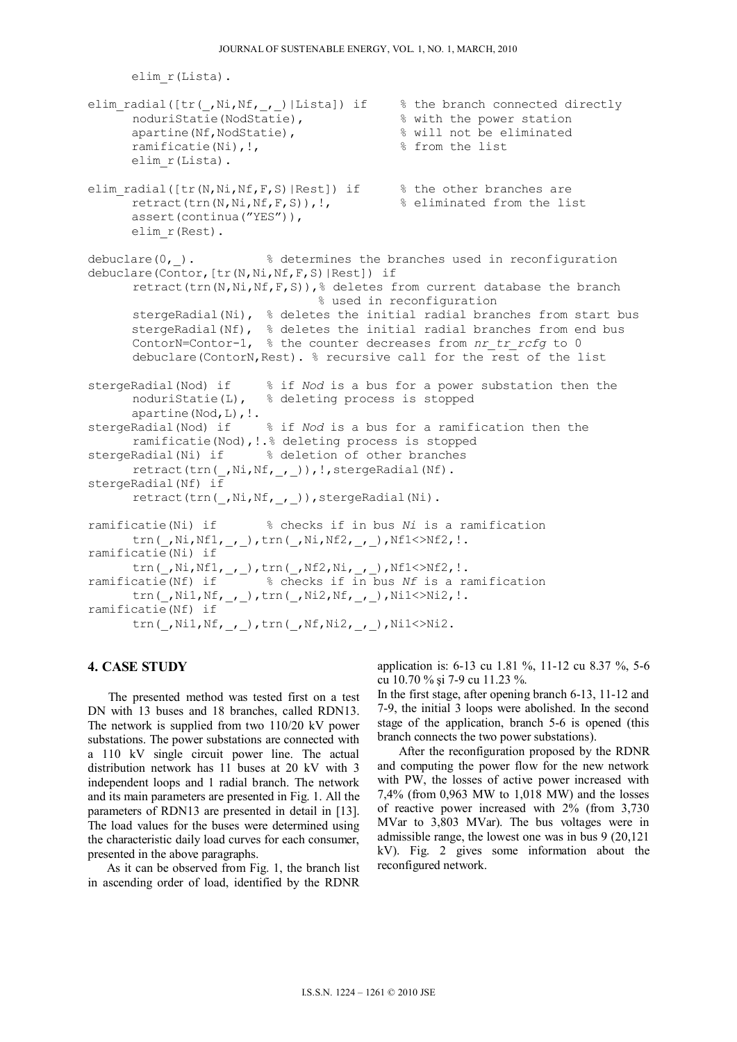```
      elim_r(Lista).

elim_radial([tr(_,Ni,Nf,_,_)|Lista]) if     % the branch connected directly
      noduriStatie(NodStatie),              % with the power station
      apartine(Nf,NodStatie),               % will not be eliminated
      ramificatie(Ni),!,                    % from the list
      elim_r(Lista).

elim_radial([tr(N,Ni,Nf,F,S)|Rest]) if      % the other branches are
      retract(trn(N,Ni,Nf,F,S)),!,          % eliminated from the list
      assert(continua("YES")),
      elim_r(Rest).

debuclare(0,_).           % determines the branches used in reconfiguration
debuclare(Contor,[tr(N,Ni,Nf,F,S)|Rest]) if
      retract(trn(N,Ni,Nf,F,S)),% deletes from current database the branch
                             % used in reconfiguration
      stergeRadial(Ni),  % deletes the initial radial branches from start bus
      stergeRadial(Nf),  % deletes the initial radial branches from end bus
      ContorN=Contor-1,  % the counter decreases from nr_tr_rcfg to 0
      debuclare(ContorN,Rest). % recursive call for the rest of the list

stergeRadial(Nod) if     % if Nod is a bus for a power substation then the
      noduriStatie(L),   % deleting process is stopped
      apartine(Nod,L),!.
stergeRadial(Nod) if     % if Nod is a bus for a ramification then the
      ramificatie(Nod),!.% deleting process is stopped
stergeRadial(Ni) if      % deletion of other branches
      retract(trn(_,Ni,Nf,_,_)),!,stergeRadial(Nf).
stergeRadial(Nf) if
      retract(trn(_,Ni,Nf,_,_)),stergeRadial(Ni).

ramificatie(Ni) if       % checks if in bus Ni is a ramification
      trn(_,Ni,Nf1,_,_),trn(_,Ni,Nf2,_,_),Nf1<>Nf2,!.
ramificatie(Ni) if
      trn(_,Ni,Nf1,_,_),trn(_,Nf2,Ni,_,_),Nf1<>Nf2,!.
ramificatie(Nf) if       % checks if in bus Nf is a ramification
      trn(_,Ni1,Nf,_,_),trn(_,Ni2,Nf,_,_),Ni1<>Ni2,!.
ramificatie(Nf) if
      trn(_,Ni1,Nf,_,_),trn(_,Nf,Ni2,_,_),Ni1<>Ni2.
```

## 4. CASE STUDY

The presented method was tested first on a test DN with 13 buses and 18 branches, called RDN13. The network is supplied from two 110/20 kV power substations. The power substations are connected with a 110 kV single circuit power line. The actual distribution network has 11 buses at 20 kV with 3 independent loops and 1 radial branch. The network and its main parameters are presented in Fig. 1. All the parameters of RDN13 are presented in detail in [13]. The load values for the buses were determined using the characteristic daily load curves for each consumer, presented in the above paragraphs.

As it can be observed from Fig. 1, the branch list in ascending order of load, identified by the RDNR application is: 6-13 cu 1.81 %, 11-12 cu 8.37 %, 5-6 cu 10.70 % şi 7-9 cu 11.23 %.

In the first stage, after opening branch 6-13, 11-12 and 7-9, the initial 3 loops were abolished. In the second stage of the application, branch 5-6 is opened (this branch connects the two power substations).

After the reconfiguration proposed by the RDNR and computing the power flow for the new network with PW, the losses of active power increased with 7,4% (from 0,963 MW to 1,018 MW) and the losses of reactive power increased with 2% (from 3,730 MVar to 3,803 MVar). The bus voltages were in admissible range, the lowest one was in bus 9 (20,121 kV). Fig. 2 gives some information about the reconfigured network.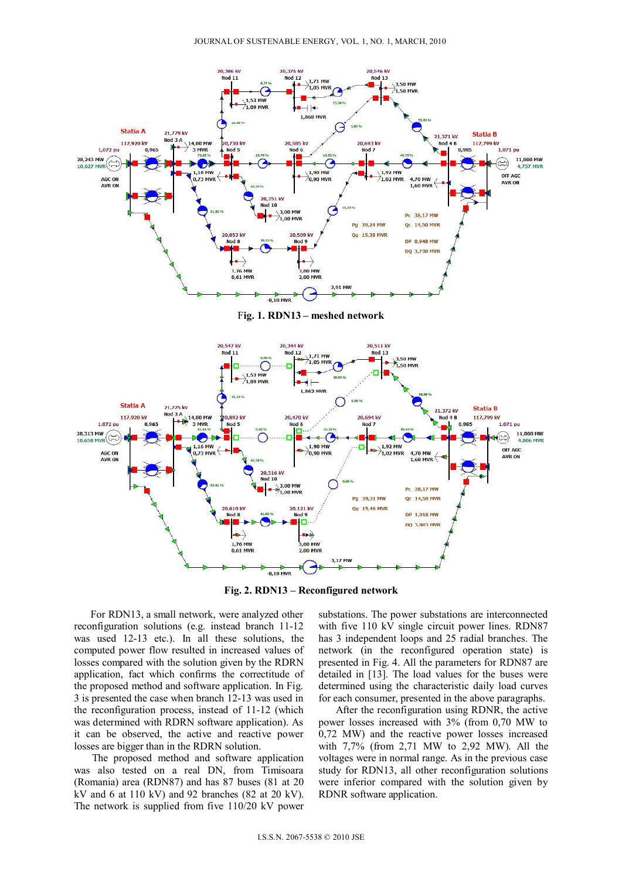Fig. 1. RDN13 – meshed network

Fig. 2. RDN13 – Reconfigured network

For RDN13, a small network, were analyzed other reconfiguration solutions (e.g. instead branch 11-12 was used 12-13 etc.). In all these solutions, the computed power flow resulted in increased values of losses compared with the solution given by the RDRN application, fact which confirms the correctitude of the proposed method and software application. In Fig. 3 is presented the case when branch 12-13 was used in the reconfiguration process, instead of 11-12 (which was determined with RDRN software application). As it can be observed, the active and reactive power losses are bigger than in the RDRN solution.

The proposed method and software application was also tested on a real DN, from Timisoara (Romania) area (RDN87) and has 87 buses (81 at 20 kV and 6 at 110 kV) and 92 branches (82 at 20 kV). The network is supplied from five 110/20 kV power substations. The power substations are interconnected with five 110 kV single circuit power lines. RDN87 has 3 independent loops and 25 radial branches. The network (in the reconfigured operation state) is presented in Fig. 4. All the parameters for RDN87 are detailed in [13]. The load values for the buses were determined using the characteristic daily load curves for each consumer, presented in the above paragraphs.

After the reconfiguration using RDNR, the active power losses increased with 3% (from 0,70 MW to 0,72 MW) and the reactive power losses increased with 7,7% (from 2,71 MW to 2,92 MW). All the voltages were in normal range. As in the previous case study for RDN13, all other reconfiguration solutions were inferior compared with the solution given by RDNR software application.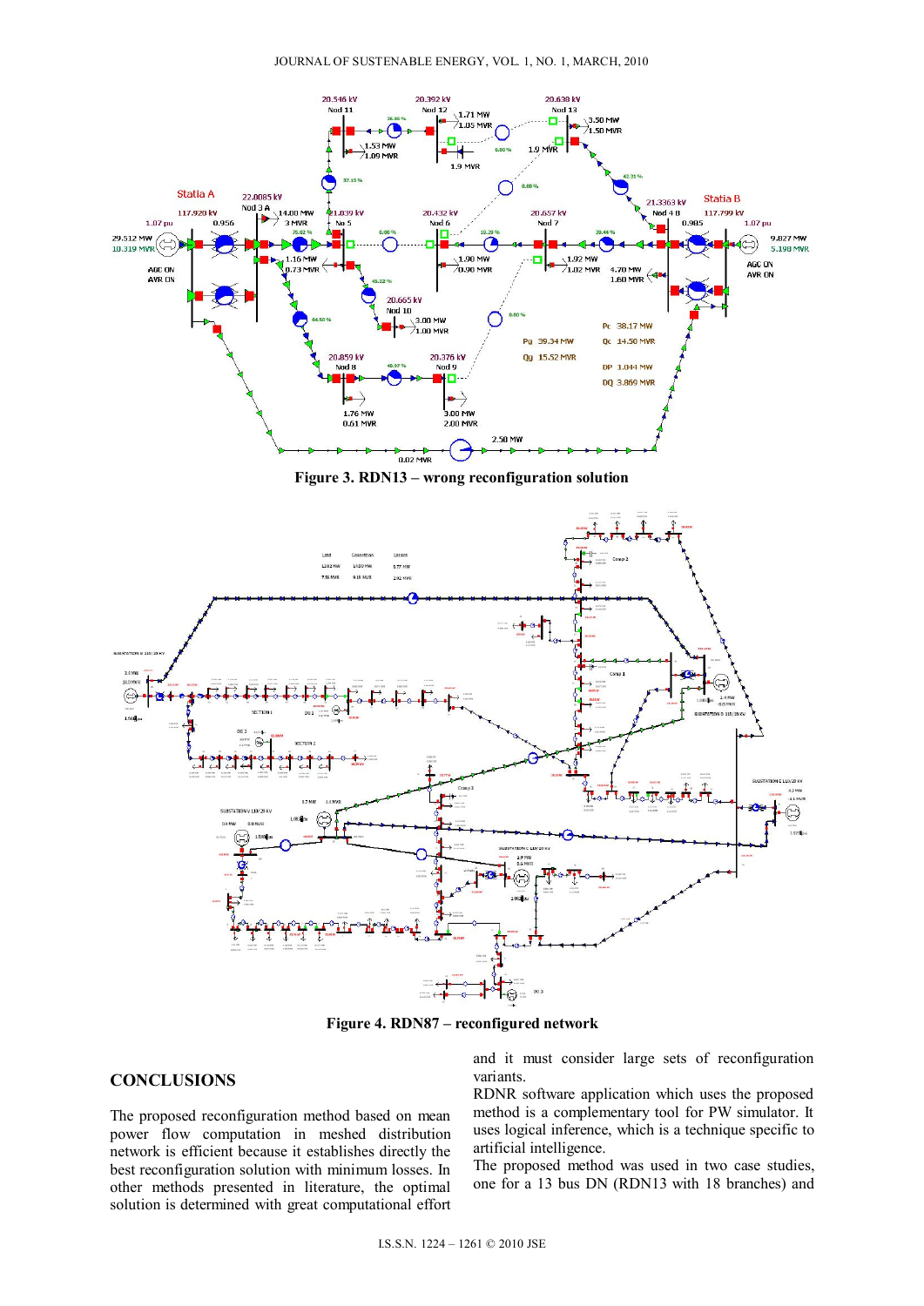Figure 3. RDN13 – wrong reconfiguration solution

Figure 4. RDN87 – reconfigured network

## CONCLUSIONS

The proposed reconfiguration method based on mean power flow computation in meshed distribution network is efficient because it establishes directly the best reconfiguration solution with minimum losses. In other methods presented in literature, the optimal solution is determined with great computational effort and it must consider large sets of reconfiguration variants.

RDNR software application which uses the proposed method is a complementary tool for PW simulator. It uses logical inference, which is a technique specific to artificial intelligence.

The proposed method was used in two case studies, one for a 13 bus DN (RDN13 with 18 branches) and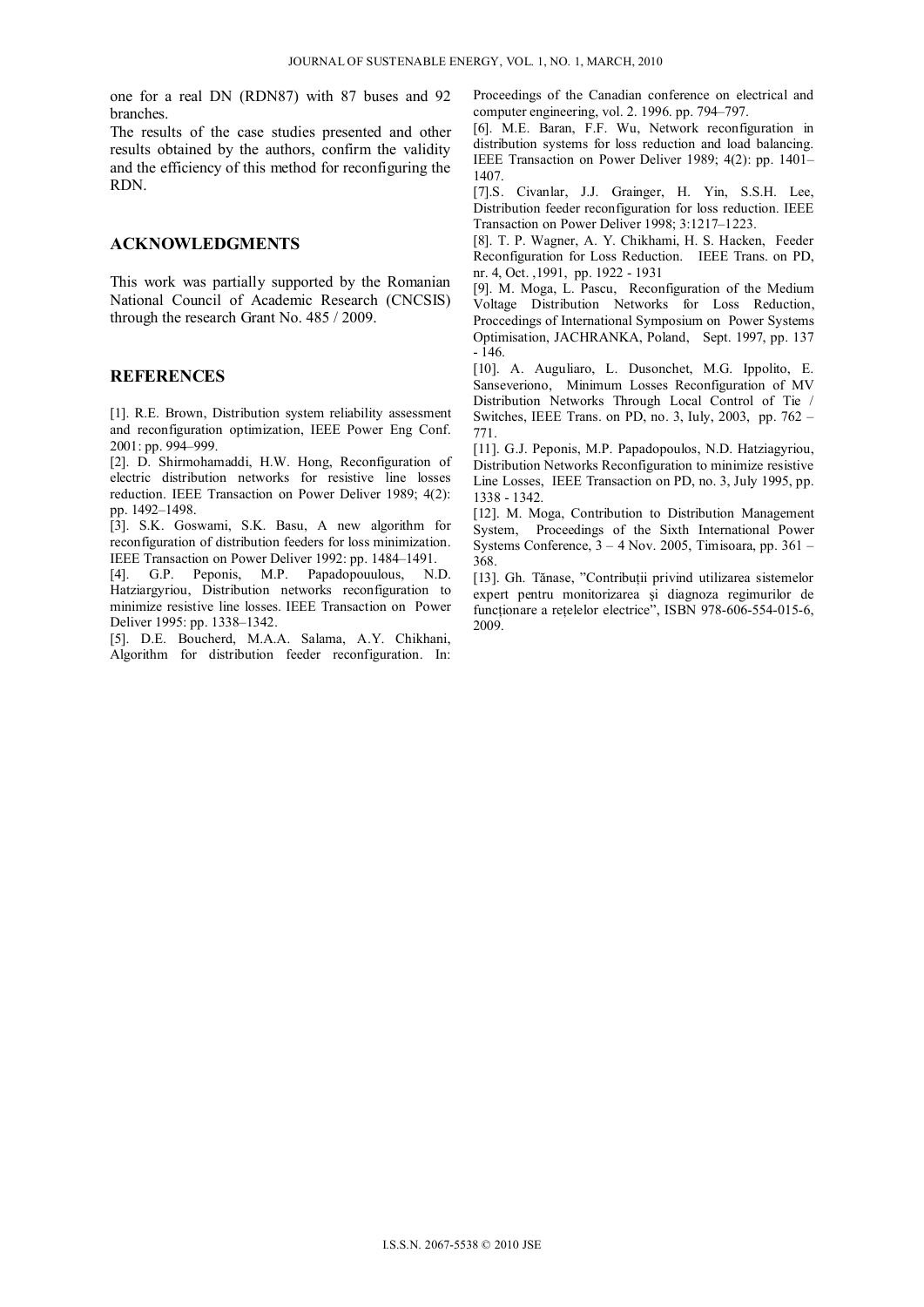one for a real DN (RDN87) with 87 buses and 92 branches.

The results of the case studies presented and other results obtained by the authors, confirm the validity and the efficiency of this method for reconfiguring the RDN.

## ACKNOWLEDGMENTS

This work was partially supported by the Romanian National Council of Academic Research (CNCSIS) through the research Grant No. 485 / 2009.

## REFERENCES

[1]. R.E. Brown, Distribution system reliability assessment and reconfiguration optimization, IEEE Power Eng Conf. 2001: pp. 994–999.

[2]. D. Shirmohamaddi, H.W. Hong, Reconfiguration of electric distribution networks for resistive line losses reduction. IEEE Transaction on Power Deliver 1989; 4(2): pp. 1492–1498.

[3]. S.K. Goswami, S.K. Basu, A new algorithm for reconfiguration of distribution feeders for loss minimization. IEEE Transaction on Power Deliver 1992: pp. 1484–1491.

[4]. G.P. Peponis, M.P. Papadopouulous, N.D. Hatziargyriou, Distribution networks reconfiguration to minimize resistive line losses. IEEE Transaction on Power Deliver 1995: pp. 1338–1342.

[5]. D.E. Boucherd, M.A.A. Salama, A.Y. Chikhani, Algorithm for distribution feeder reconfiguration. In: Proceedings of the Canadian conference on electrical and computer engineering, vol. 2. 1996. pp. 794–797.

[6]. M.E. Baran, F.F. Wu, Network reconfiguration in distribution systems for loss reduction and load balancing. IEEE Transaction on Power Deliver 1989; 4(2): pp. 1401–1407.

[7].S. Civanlar, J.J. Grainger, H. Yin, S.S.H. Lee, Distribution feeder reconfiguration for loss reduction. IEEE Transaction on Power Deliver 1998; 3:1217–1223.

[8]. T. P. Wagner, A. Y. Chikhami, H. S. Hacken, Feeder Reconfiguration for Loss Reduction. IEEE Trans. on PD, nr. 4, Oct. ,1991, pp. 1922 - 1931

[9]. M. Moga, L. Pascu, Reconfiguration of the Medium Voltage Distribution Networks for Loss Reduction, Proccedings of International Symposium on Power Systems Optimisation, JACHRANKA, Poland, Sept. 1997, pp. 137 - 146.

[10]. A. Auguliaro, L. Dusonchet, M.G. Ippolito, E. Sanseveriono, Minimum Losses Reconfiguration of MV Distribution Networks Through Local Control of Tie / Switches, IEEE Trans. on PD, no. 3, Iuly, 2003, pp. 762 – 771.

[11]. G.J. Peponis, M.P. Papadopoulos, N.D. Hatziagyriou, Distribution Networks Reconfiguration to minimize resistive Line Losses, IEEE Transaction on PD, no. 3, July 1995, pp. 1338 - 1342.

[12]. M. Moga, Contribution to Distribution Management System, Proceedings of the Sixth International Power Systems Conference, 3 – 4 Nov. 2005, Timisoara, pp. 361 – 368.

[13]. Gh. Tănase, "Contribuții privind utilizarea sistemelor expert pentru monitorizarea şi diagnoza regimurilor de funcționare a rețelelor electrice", ISBN 978-606-554-015-6, 2009.